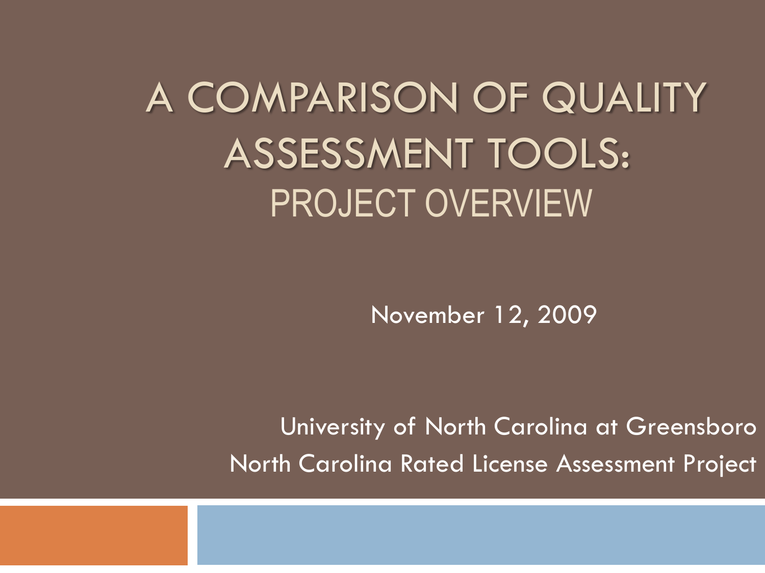# A COMPARISON OF QUALITY ASSESSMENT TOOLS:
## PROJECT OVERVIEW

November 12, 2009

University of North Carolina at Greensboro
North Carolina Rated License Assessment Project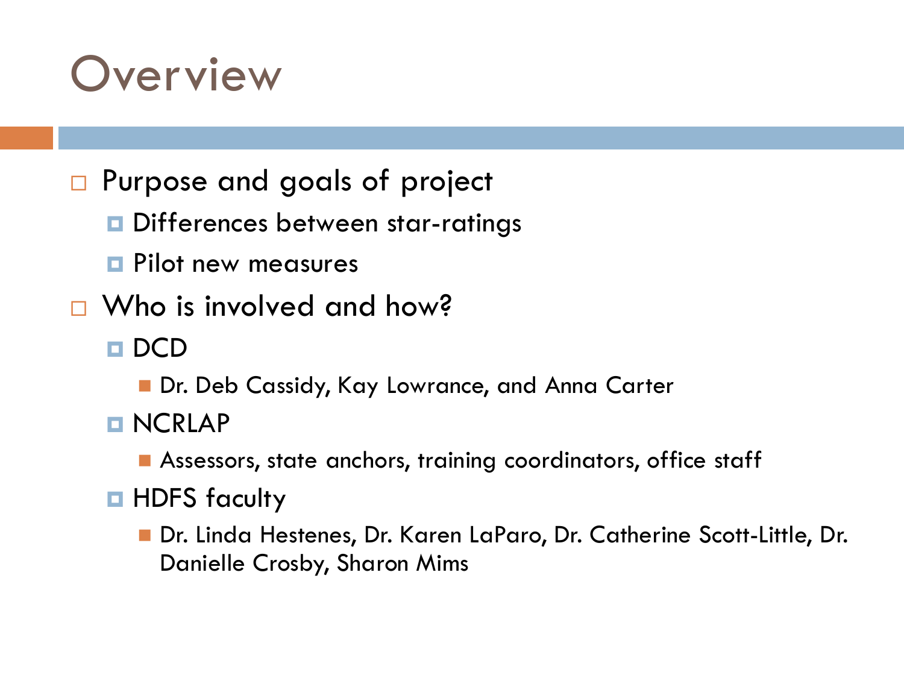# Overview

- Purpose and goals of project
  - Differences between star-ratings
  - Pilot new measures
- Who is involved and how?
  - DCD
    - Dr. Deb Cassidy, Kay Lowrance, and Anna Carter
  - NCRLAP
    - Assessors, state anchors, training coordinators, office staff
  - HDFS faculty
    - Dr. Linda Hestenes, Dr. Karen LaParo, Dr. Catherine Scott-Little, Dr. Danielle Crosby, Sharon Mims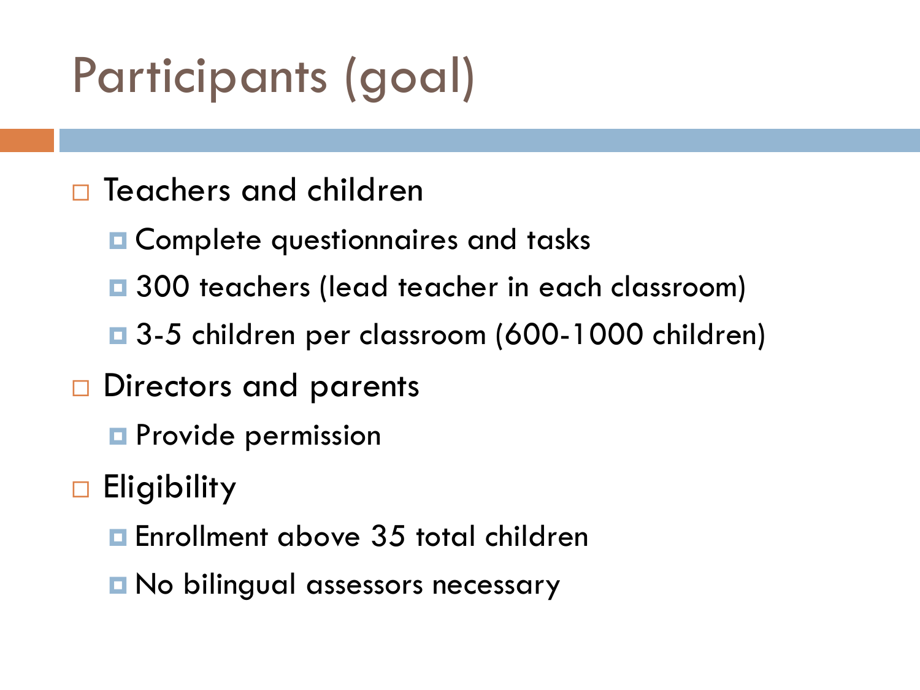# Participants (goal)

- Teachers and children
  - Complete questionnaires and tasks
  - 300 teachers (lead teacher in each classroom)
  - 3-5 children per classroom (600-1000 children)
- Directors and parents
  - Provide permission
- Eligibility
  - Enrollment above 35 total children
  - No bilingual assessors necessary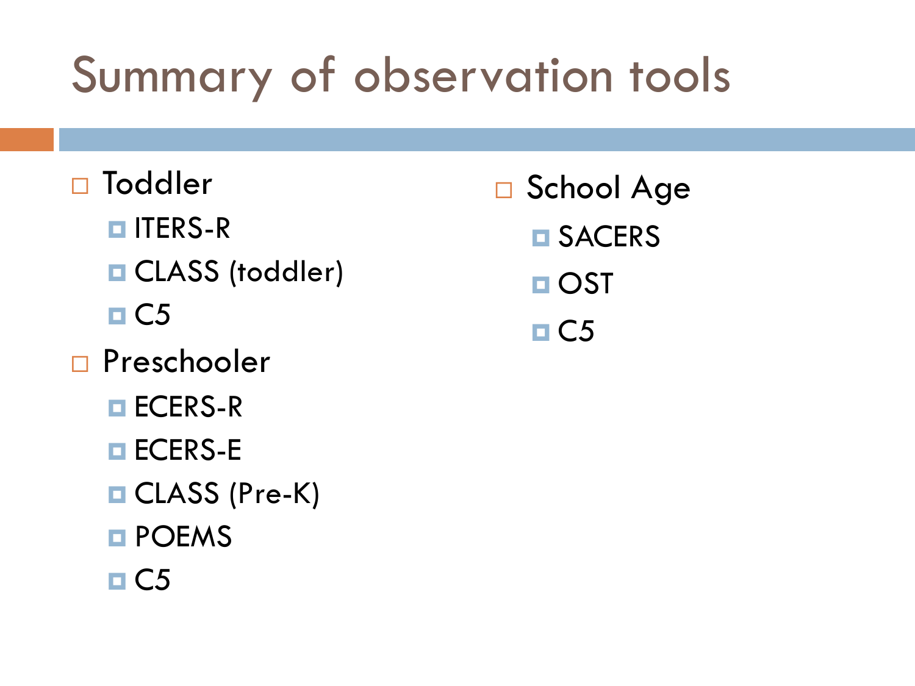# Summary of observation tools

- Toddler
  - ITERS-R
  - CLASS (toddler)
  - C5
- Preschooler
  - ECERS-R
  - ECERS-E
  - CLASS (Pre-K)
  - POEMS
  - C5
- School Age
  - SACERS
  - OST
  - C5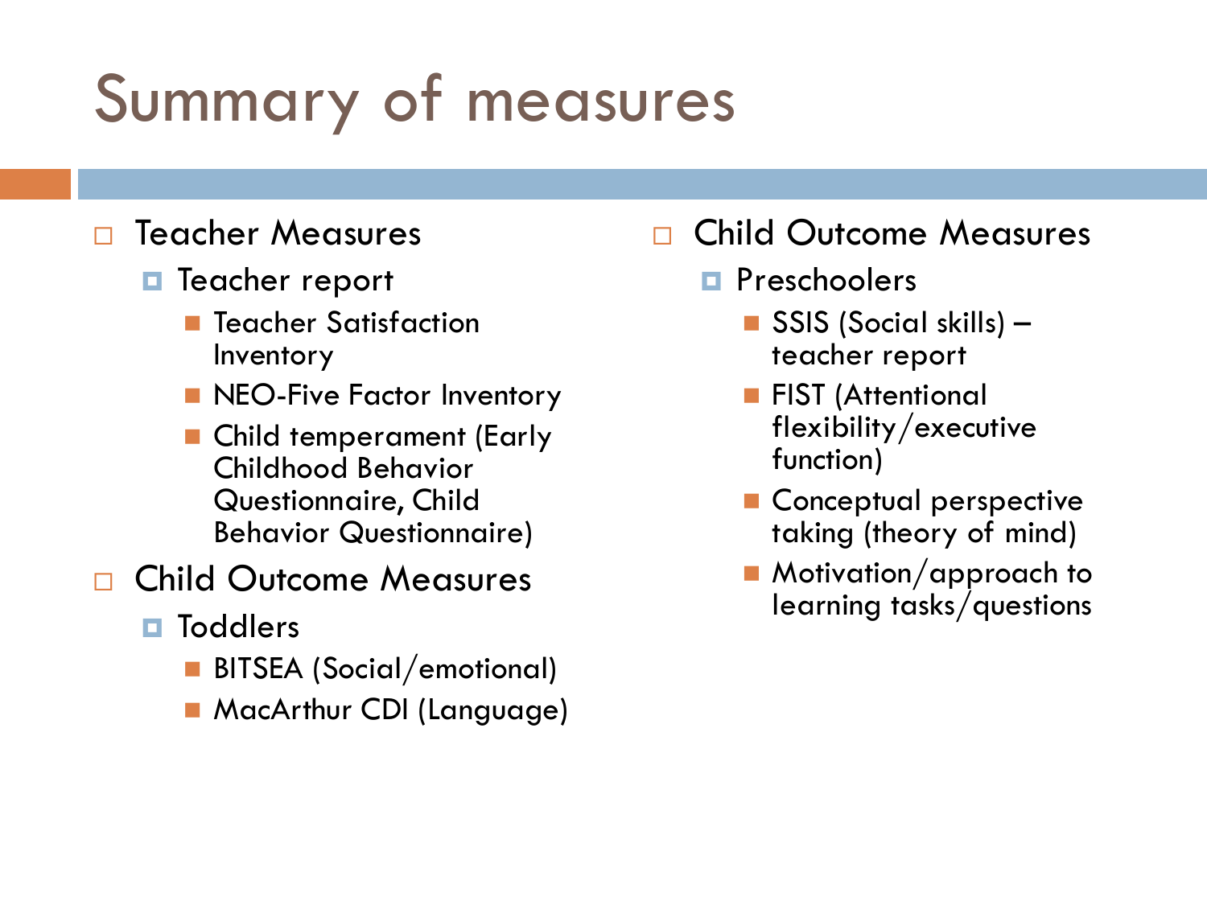# Summary of measures

- Teacher Measures
  - Teacher report
    - Teacher Satisfaction Inventory
    - NEO-Five Factor Inventory
    - Child temperament (Early Childhood Behavior Questionnaire, Child Behavior Questionnaire)
- Child Outcome Measures
  - Toddlers
    - BITSEA (Social/emotional)
    - MacArthur CDI (Language)
- Child Outcome Measures
  - Preschoolers
    - SSIS (Social skills) – teacher report
    - FIST (Attentional flexibility/executive function)
    - Conceptual perspective taking (theory of mind)
    - Motivation/approach to learning tasks/questions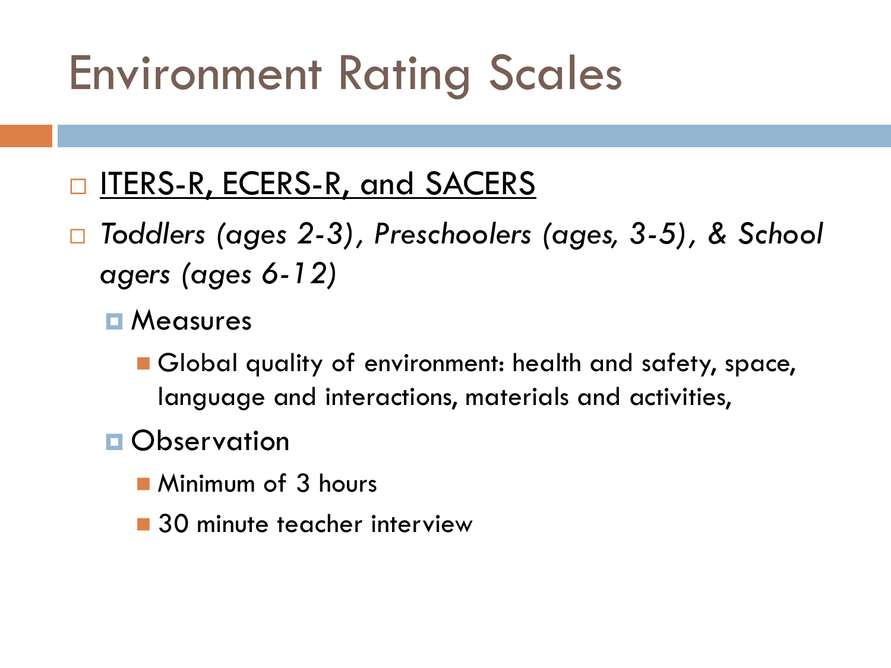# Environment Rating Scales

- <u>ITERS-R, ECERS-R, and SACERS</u>
- *Toddlers (ages 2-3), Preschoolers (ages, 3-5), & School agers (ages 6-12)*
  - Measures
    - Global quality of environment: health and safety, space, language and interactions, materials and activities,
  - Observation
    - Minimum of 3 hours
    - 30 minute teacher interview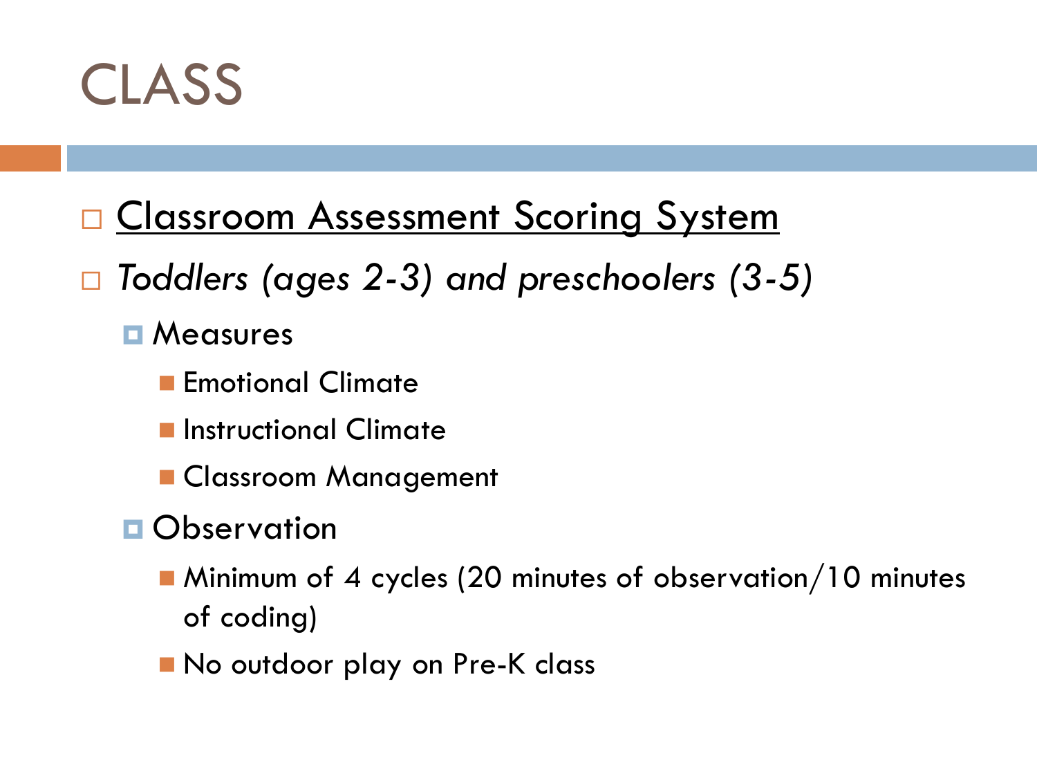# CLASS

- <u>Classroom Assessment Scoring System</u>
- *Toddlers (ages 2-3) and preschoolers (3-5)*
  - Measures
    - Emotional Climate
    - Instructional Climate
    - Classroom Management
  - Observation
    - Minimum of 4 cycles (20 minutes of observation/10 minutes of coding)
    - No outdoor play on Pre-K class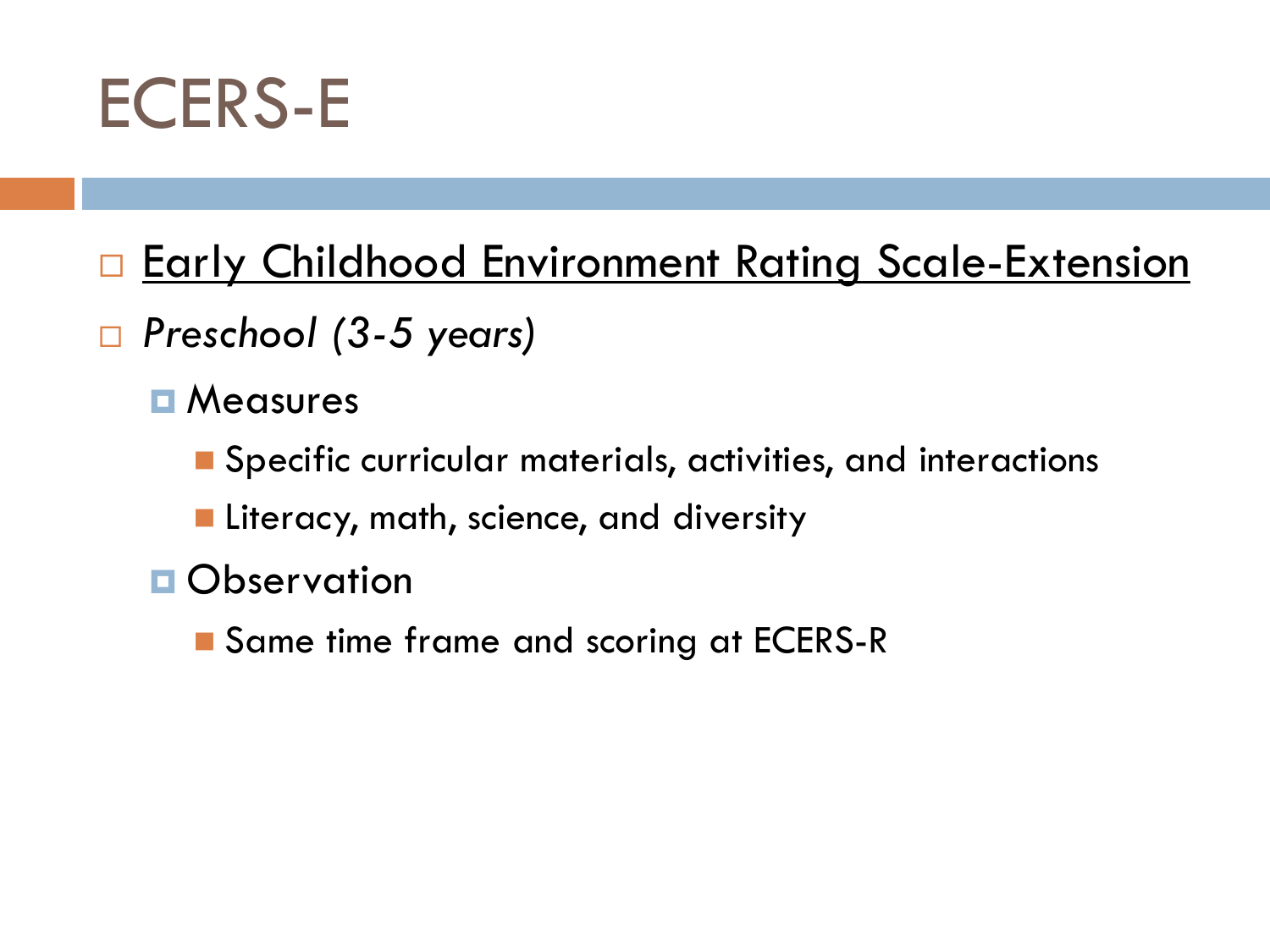# ECERS-E

- <u>Early Childhood Environment Rating Scale-Extension</u>
- *Preschool (3-5 years)*
  - Measures
    - Specific curricular materials, activities, and interactions
    - Literacy, math, science, and diversity
  - Observation
    - Same time frame and scoring at ECERS-R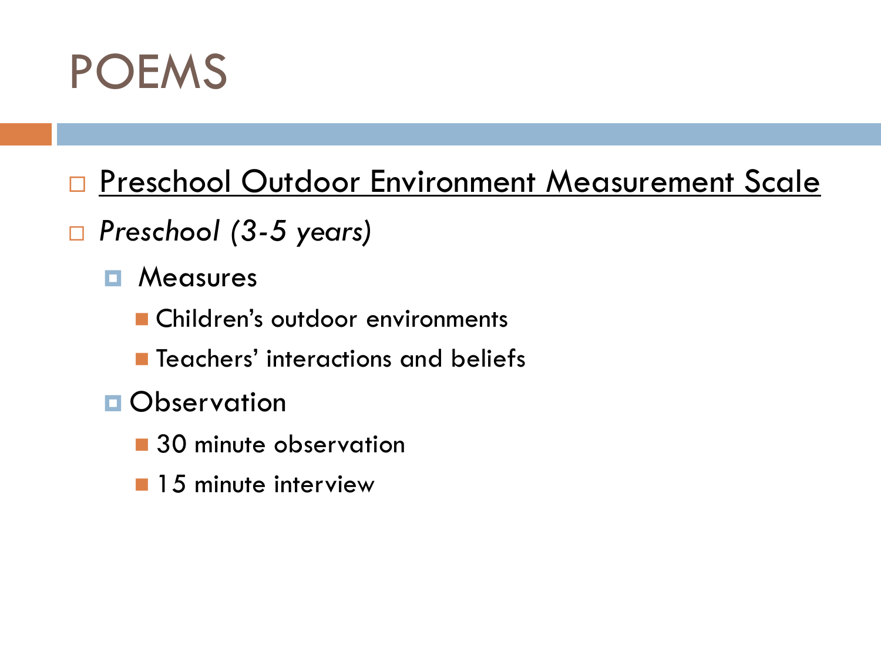# POEMS

- <u>Preschool Outdoor Environment Measurement Scale</u>
- *Preschool (3-5 years)*
  - Measures
    - Children's outdoor environments
    - Teachers' interactions and beliefs
  - Observation
    - 30 minute observation
    - 15 minute interview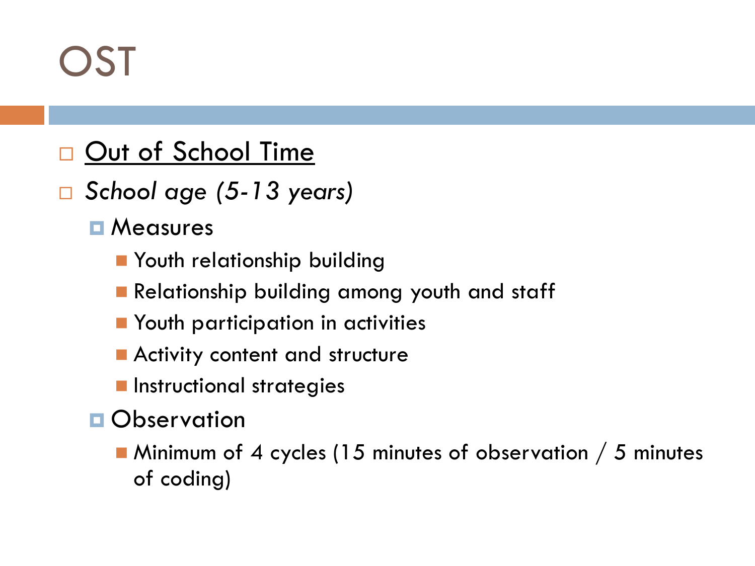# OST

- Out of School Time
- *School age (5-13 years)*
  - Measures
    - Youth relationship building
    - Relationship building among youth and staff
    - Youth participation in activities
    - Activity content and structure
    - Instructional strategies
  - Observation
    - Minimum of 4 cycles (15 minutes of observation / 5 minutes of coding)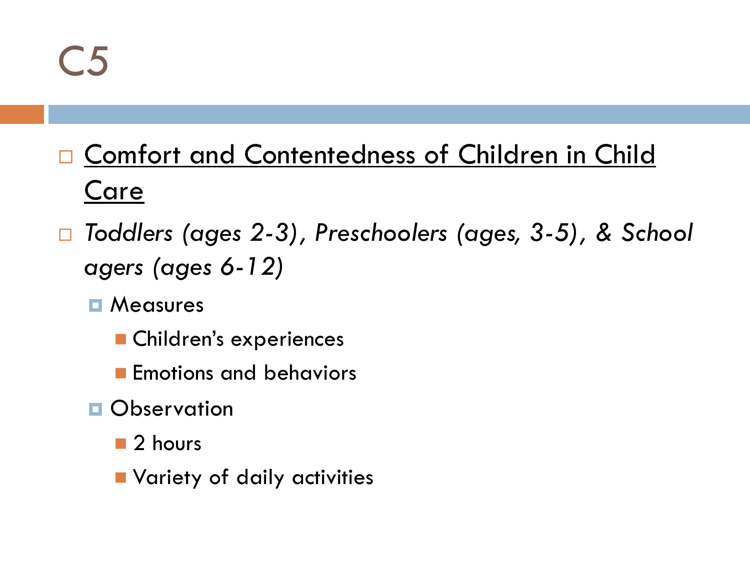# C5

- <u>Comfort and Contentedness of Children in Child Care</u>
- *Toddlers (ages 2-3), Preschoolers (ages, 3-5), & School agers (ages 6-12)*
  - Measures
    - Children's experiences
    - Emotions and behaviors
  - Observation
    - 2 hours
    - Variety of daily activities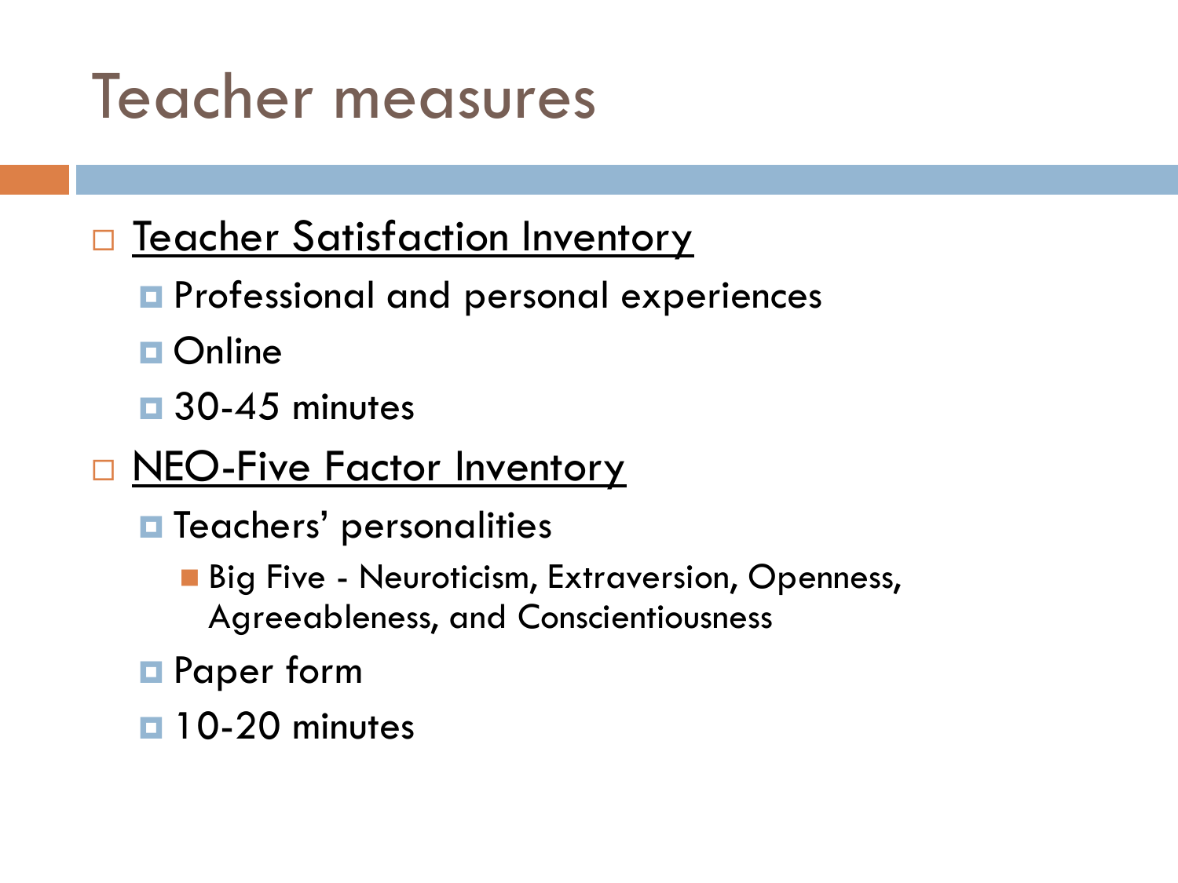# Teacher measures

- <u>Teacher Satisfaction Inventory</u>
  - Professional and personal experiences
  - Online
  - 30-45 minutes
- <u>NEO-Five Factor Inventory</u>
  - Teachers' personalities
    - Big Five - Neuroticism, Extraversion, Openness, Agreeableness, and Conscientiousness
  - Paper form
  - 10-20 minutes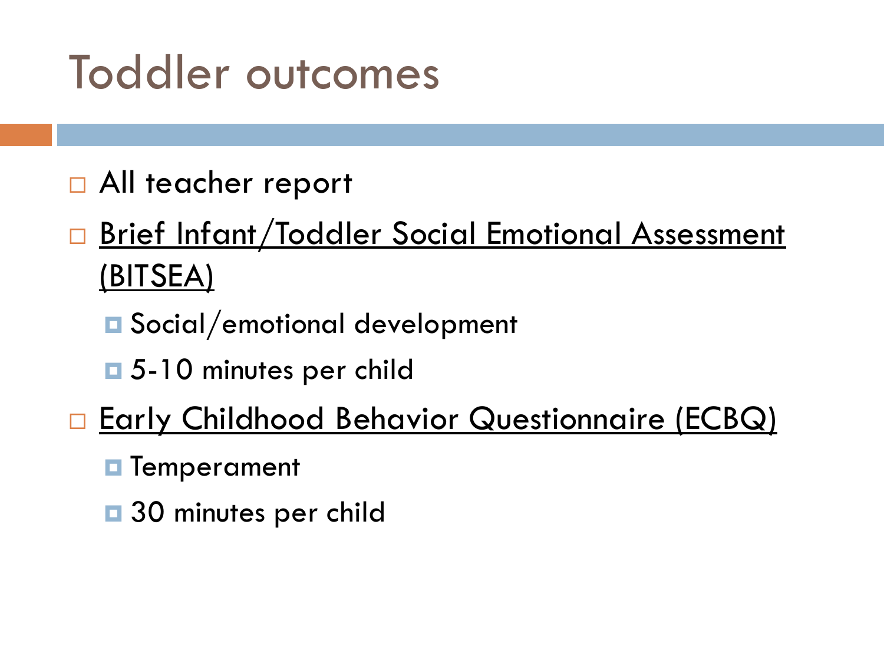# Toddler outcomes

- All teacher report
- Brief Infant/Toddler Social Emotional Assessment (BITSEA)
  - Social/emotional development
  - 5-10 minutes per child
- Early Childhood Behavior Questionnaire (ECBQ)
  - Temperament
  - 30 minutes per child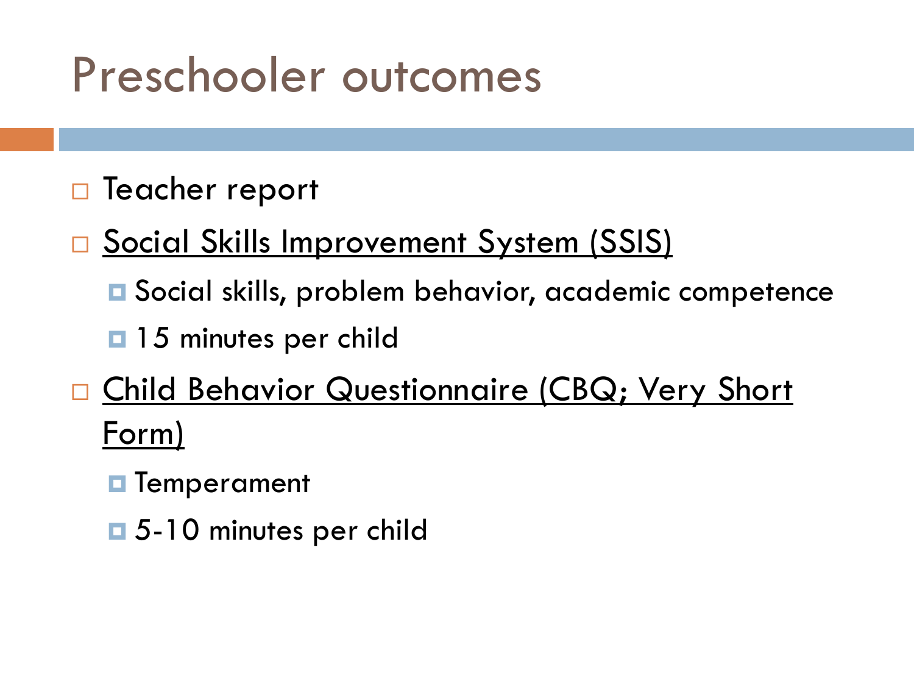# Preschooler outcomes

- Teacher report
- <u>Social Skills Improvement System (SSIS)</u>
  - Social skills, problem behavior, academic competence
  - 15 minutes per child
- <u>Child Behavior Questionnaire (CBQ; Very Short Form)</u>
  - Temperament
  - 5-10 minutes per child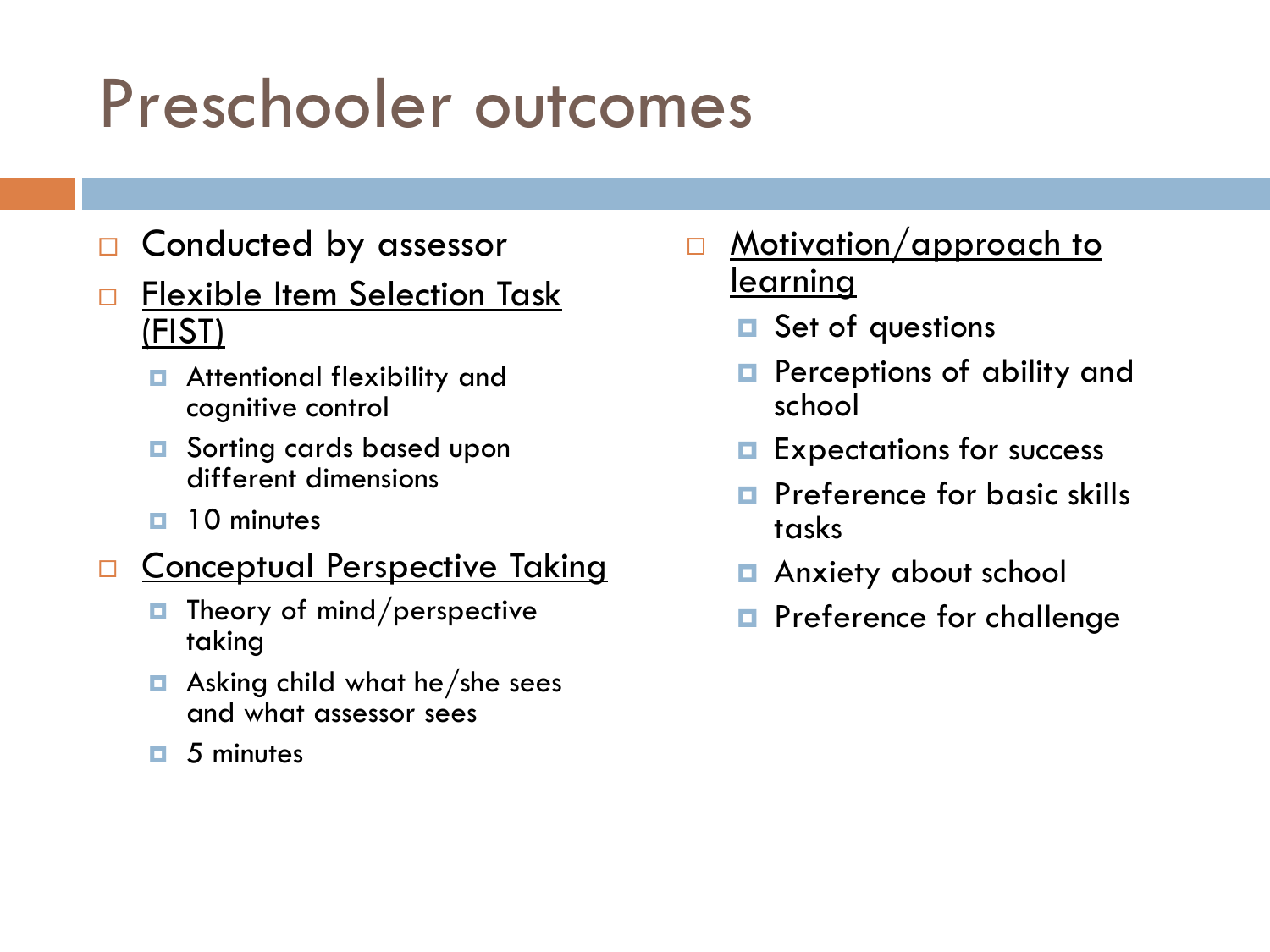# Preschooler outcomes

- Conducted by assessor
- Flexible Item Selection Task (FIST)
  - Attentional flexibility and cognitive control
  - Sorting cards based upon different dimensions
  - 10 minutes
- Conceptual Perspective Taking
  - Theory of mind/perspective taking
  - Asking child what he/she sees and what assessor sees
  - 5 minutes
- Motivation/approach to learning
  - Set of questions
  - Perceptions of ability and school
  - Expectations for success
  - Preference for basic skills tasks
  - Anxiety about school
  - Preference for challenge